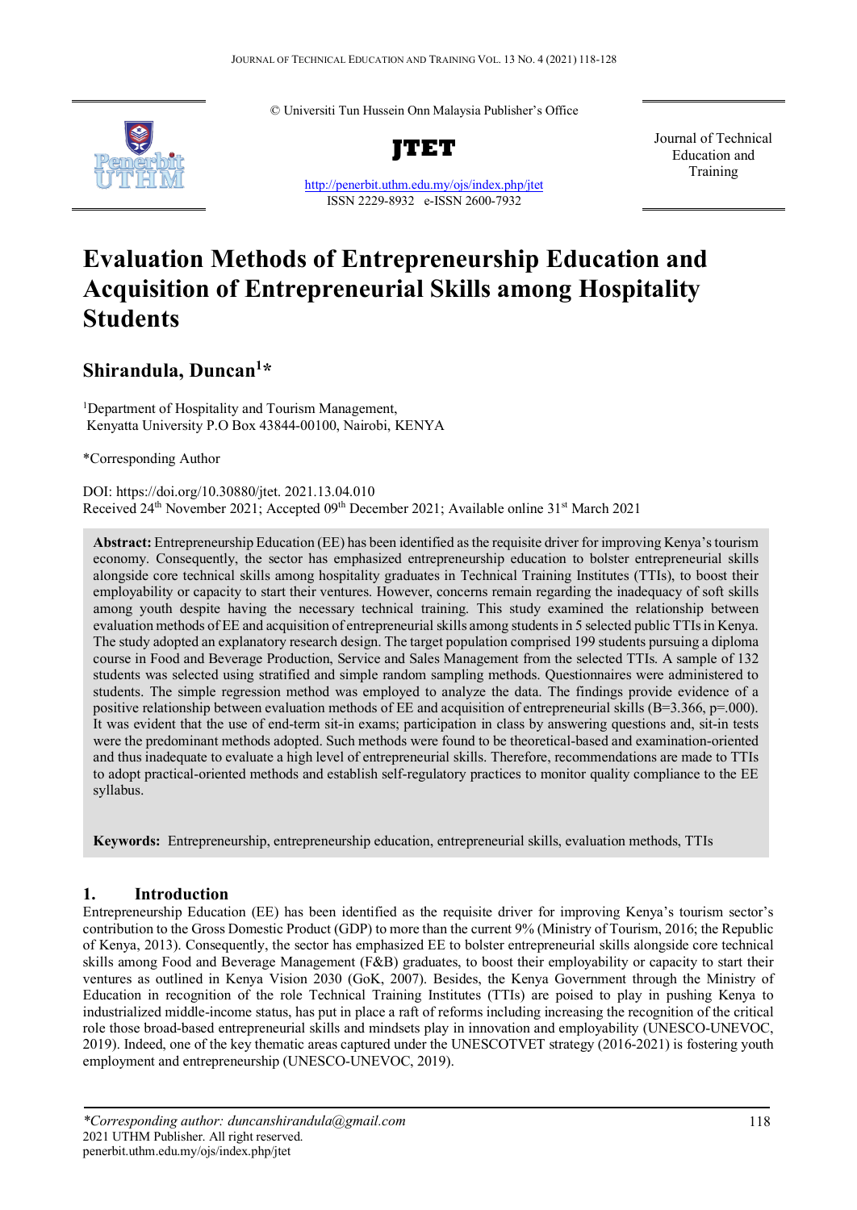© Universiti Tun Hussein Onn Malaysia Publisher's Office

**JTET**

http://penerbit.uthm.edu.my/ojs/index.php/jtet
ISSN 2229-8932 e-ISSN 2600-7932

Journal of Technical Education and Training

# Evaluation Methods of Entrepreneurship Education and Acquisition of Entrepreneurial Skills among Hospitality Students

## Shirandula, Duncan[1]*

[1]Department of Hospitality and Tourism Management, Kenyatta University P.O Box 43844-00100, Nairobi, KENYA

*Corresponding Author

DOI: https://doi.org/10.30880/jtet. 2021.13.04.010
Received 24th November 2021; Accepted 09th December 2021; Available online 31st March 2021

**Abstract:** Entrepreneurship Education (EE) has been identified as the requisite driver for improving Kenya's tourism economy. Consequently, the sector has emphasized entrepreneurship education to bolster entrepreneurial skills alongside core technical skills among hospitality graduates in Technical Training Institutes (TTIs), to boost their employability or capacity to start their ventures. However, concerns remain regarding the inadequacy of soft skills among youth despite having the necessary technical training. This study examined the relationship between evaluation methods of EE and acquisition of entrepreneurial skills among students in 5 selected public TTIs in Kenya. The study adopted an explanatory research design. The target population comprised 199 students pursuing a diploma course in Food and Beverage Production, Service and Sales Management from the selected TTIs. A sample of 132 students was selected using stratified and simple random sampling methods. Questionnaires were administered to students. The simple regression method was employed to analyze the data. The findings provide evidence of a positive relationship between evaluation methods of EE and acquisition of entrepreneurial skills ($B=3.366$, $p=.000$). It was evident that the use of end-term sit-in exams; participation in class by answering questions and, sit-in tests were the predominant methods adopted. Such methods were found to be theoretical-based and examination-oriented and thus inadequate to evaluate a high level of entrepreneurial skills. Therefore, recommendations are made to TTIs to adopt practical-oriented methods and establish self-regulatory practices to monitor quality compliance to the EE syllabus.

**Keywords:** Entrepreneurship, entrepreneurship education, entrepreneurial skills, evaluation methods, TTIs

## 1. Introduction

Entrepreneurship Education (EE) has been identified as the requisite driver for improving Kenya's tourism sector's contribution to the Gross Domestic Product (GDP) to more than the current 9% (Ministry of Tourism, 2016; the Republic of Kenya, 2013). Consequently, the sector has emphasized EE to bolster entrepreneurial skills alongside core technical skills among Food and Beverage Management (F&B) graduates, to boost their employability or capacity to start their ventures as outlined in Kenya Vision 2030 (GoK, 2007). Besides, the Kenya Government through the Ministry of Education in recognition of the role Technical Training Institutes (TTIs) are poised to play in pushing Kenya to industrialized middle-income status, has put in place a raft of reforms including increasing the recognition of the critical role those broad-based entrepreneurial skills and mindsets play in innovation and employability (UNESCO-UNEVOC, 2019). Indeed, one of the key thematic areas captured under the UNESCOTVET strategy (2016-2021) is fostering youth employment and entrepreneurship (UNESCO-UNEVOC, 2019).

*Corresponding author: duncanshirandula@gmail.com
2021 UTHM Publisher. All right reserved.
penerbit.uthm.edu.my/ojs/index.php/jtet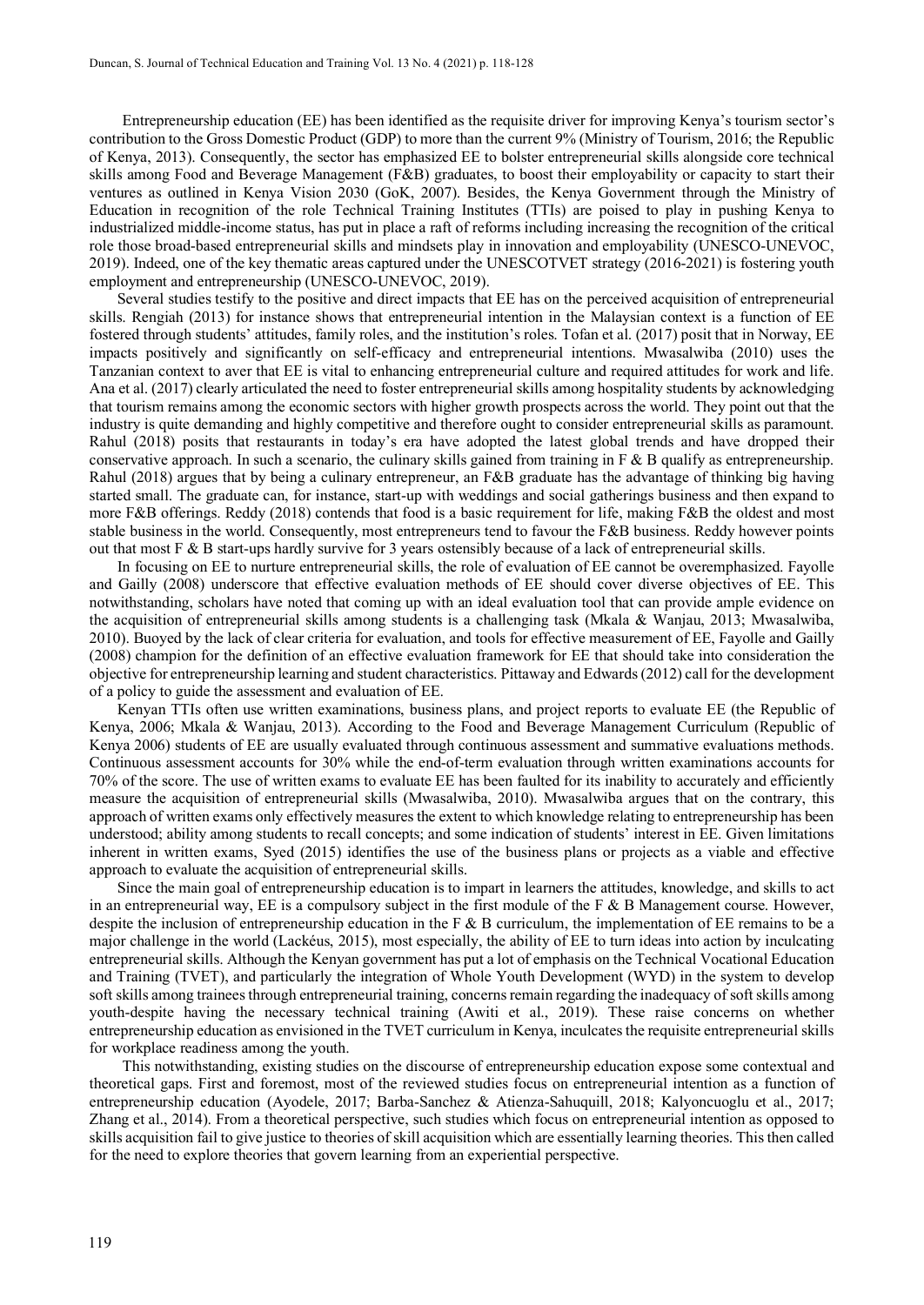Entrepreneurship education (EE) has been identified as the requisite driver for improving Kenya's tourism sector's contribution to the Gross Domestic Product (GDP) to more than the current 9% (Ministry of Tourism, 2016; the Republic of Kenya, 2013). Consequently, the sector has emphasized EE to bolster entrepreneurial skills alongside core technical skills among Food and Beverage Management (F&B) graduates, to boost their employability or capacity to start their ventures as outlined in Kenya Vision 2030 (GoK, 2007). Besides, the Kenya Government through the Ministry of Education in recognition of the role Technical Training Institutes (TTIs) are poised to play in pushing Kenya to industrialized middle-income status, has put in place a raft of reforms including increasing the recognition of the critical role those broad-based entrepreneurial skills and mindsets play in innovation and employability (UNESCO-UNEVOC, 2019). Indeed, one of the key thematic areas captured under the UNESCOTVET strategy (2016-2021) is fostering youth employment and entrepreneurship (UNESCO-UNEVOC, 2019).

Several studies testify to the positive and direct impacts that EE has on the perceived acquisition of entrepreneurial skills. Rengiah (2013) for instance shows that entrepreneurial intention in the Malaysian context is a function of EE fostered through students' attitudes, family roles, and the institution's roles. Tofan et al. (2017) posit that in Norway, EE impacts positively and significantly on self-efficacy and entrepreneurial intentions. Mwasalwiba (2010) uses the Tanzanian context to aver that EE is vital to enhancing entrepreneurial culture and required attitudes for work and life. Ana et al. (2017) clearly articulated the need to foster entrepreneurial skills among hospitality students by acknowledging that tourism remains among the economic sectors with higher growth prospects across the world. They point out that the industry is quite demanding and highly competitive and therefore ought to consider entrepreneurial skills as paramount. Rahul (2018) posits that restaurants in today's era have adopted the latest global trends and have dropped their conservative approach. In such a scenario, the culinary skills gained from training in F & B qualify as entrepreneurship. Rahul (2018) argues that by being a culinary entrepreneur, an F&B graduate has the advantage of thinking big having started small. The graduate can, for instance, start-up with weddings and social gatherings business and then expand to more F&B offerings. Reddy (2018) contends that food is a basic requirement for life, making F&B the oldest and most stable business in the world. Consequently, most entrepreneurs tend to favour the F&B business. Reddy however points out that most F & B start-ups hardly survive for 3 years ostensibly because of a lack of entrepreneurial skills.

In focusing on EE to nurture entrepreneurial skills, the role of evaluation of EE cannot be overemphasized. Fayolle and Gailly (2008) underscore that effective evaluation methods of EE should cover diverse objectives of EE. This notwithstanding, scholars have noted that coming up with an ideal evaluation tool that can provide ample evidence on the acquisition of entrepreneurial skills among students is a challenging task (Mkala & Wanjau, 2013; Mwasalwiba, 2010). Buoyed by the lack of clear criteria for evaluation, and tools for effective measurement of EE, Fayolle and Gailly (2008) champion for the definition of an effective evaluation framework for EE that should take into consideration the objective for entrepreneurship learning and student characteristics. Pittaway and Edwards (2012) call for the development of a policy to guide the assessment and evaluation of EE.

Kenyan TTIs often use written examinations, business plans, and project reports to evaluate EE (the Republic of Kenya, 2006; Mkala & Wanjau, 2013). According to the Food and Beverage Management Curriculum (Republic of Kenya 2006) students of EE are usually evaluated through continuous assessment and summative evaluations methods. Continuous assessment accounts for 30% while the end-of-term evaluation through written examinations accounts for 70% of the score. The use of written exams to evaluate EE has been faulted for its inability to accurately and efficiently measure the acquisition of entrepreneurial skills (Mwasalwiba, 2010). Mwasalwiba argues that on the contrary, this approach of written exams only effectively measures the extent to which knowledge relating to entrepreneurship has been understood; ability among students to recall concepts; and some indication of students' interest in EE. Given limitations inherent in written exams, Syed (2015) identifies the use of the business plans or projects as a viable and effective approach to evaluate the acquisition of entrepreneurial skills.

Since the main goal of entrepreneurship education is to impart in learners the attitudes, knowledge, and skills to act in an entrepreneurial way, EE is a compulsory subject in the first module of the F & B Management course. However, despite the inclusion of entrepreneurship education in the F & B curriculum, the implementation of EE remains to be a major challenge in the world (Lackéus, 2015), most especially, the ability of EE to turn ideas into action by inculcating entrepreneurial skills. Although the Kenyan government has put a lot of emphasis on the Technical Vocational Education and Training (TVET), and particularly the integration of Whole Youth Development (WYD) in the system to develop soft skills among trainees through entrepreneurial training, concerns remain regarding the inadequacy of soft skills among youth-despite having the necessary technical training (Awiti et al., 2019). These raise concerns on whether entrepreneurship education as envisioned in the TVET curriculum in Kenya, inculcates the requisite entrepreneurial skills for workplace readiness among the youth.

This notwithstanding, existing studies on the discourse of entrepreneurship education expose some contextual and theoretical gaps. First and foremost, most of the reviewed studies focus on entrepreneurial intention as a function of entrepreneurship education (Ayodele, 2017; Barba-Sanchez & Atienza-Sahuquill, 2018; Kalyoncuoglu et al., 2017; Zhang et al., 2014). From a theoretical perspective, such studies which focus on entrepreneurial intention as opposed to skills acquisition fail to give justice to theories of skill acquisition which are essentially learning theories. This then called for the need to explore theories that govern learning from an experiential perspective.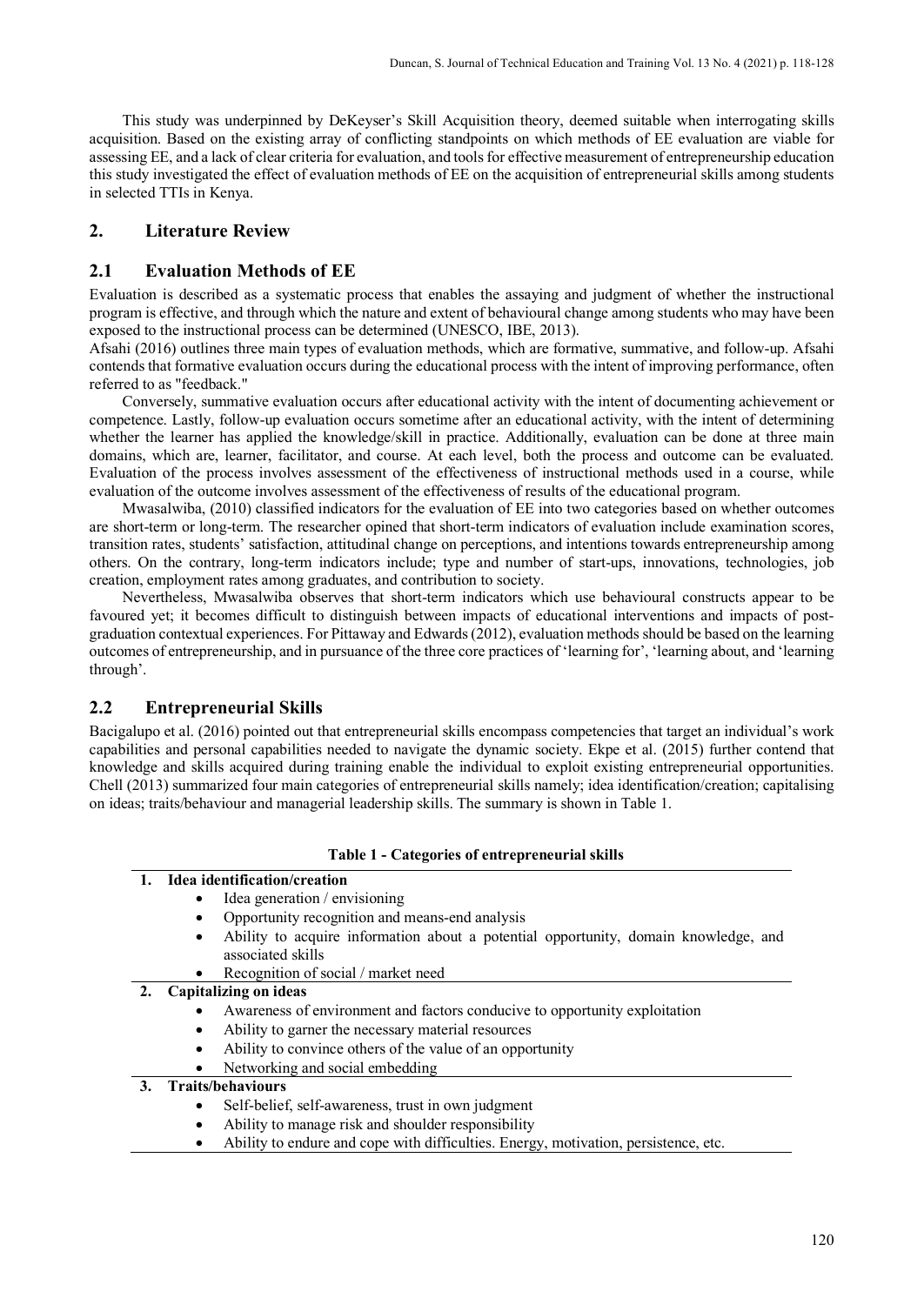This study was underpinned by DeKeyser's Skill Acquisition theory, deemed suitable when interrogating skills acquisition. Based on the existing array of conflicting standpoints on which methods of EE evaluation are viable for assessing EE, and a lack of clear criteria for evaluation, and tools for effective measurement of entrepreneurship education this study investigated the effect of evaluation methods of EE on the acquisition of entrepreneurial skills among students in selected TTIs in Kenya.

## 2. Literature Review

### 2.1 Evaluation Methods of EE

Evaluation is described as a systematic process that enables the assaying and judgment of whether the instructional program is effective, and through which the nature and extent of behavioural change among students who may have been exposed to the instructional process can be determined (UNESCO, IBE, 2013).

Afsahi (2016) outlines three main types of evaluation methods, which are formative, summative, and follow-up. Afsahi contends that formative evaluation occurs during the educational process with the intent of improving performance, often referred to as "feedback."

Conversely, summative evaluation occurs after educational activity with the intent of documenting achievement or competence. Lastly, follow-up evaluation occurs sometime after an educational activity, with the intent of determining whether the learner has applied the knowledge/skill in practice. Additionally, evaluation can be done at three main domains, which are, learner, facilitator, and course. At each level, both the process and outcome can be evaluated. Evaluation of the process involves assessment of the effectiveness of instructional methods used in a course, while evaluation of the outcome involves assessment of the effectiveness of results of the educational program.

Mwasalwiba, (2010) classified indicators for the evaluation of EE into two categories based on whether outcomes are short-term or long-term. The researcher opined that short-term indicators of evaluation include examination scores, transition rates, students' satisfaction, attitudinal change on perceptions, and intentions towards entrepreneurship among others. On the contrary, long-term indicators include; type and number of start-ups, innovations, technologies, job creation, employment rates among graduates, and contribution to society.

Nevertheless, Mwasalwiba observes that short-term indicators which use behavioural constructs appear to be favoured yet; it becomes difficult to distinguish between impacts of educational interventions and impacts of post-graduation contextual experiences. For Pittaway and Edwards (2012), evaluation methods should be based on the learning outcomes of entrepreneurship, and in pursuance of the three core practices of 'learning for', 'learning about, and 'learning through'.

### 2.2 Entrepreneurial Skills

Bacigalupo et al. (2016) pointed out that entrepreneurial skills encompass competencies that target an individual's work capabilities and personal capabilities needed to navigate the dynamic society. Ekpe et al. (2015) further contend that knowledge and skills acquired during training enable the individual to exploit existing entrepreneurial opportunities. Chell (2013) summarized four main categories of entrepreneurial skills namely; idea identification/creation; capitalising on ideas; traits/behaviour and managerial leadership skills. The summary is shown in Table 1.

**Table 1 - Categories of entrepreneurial skills**

**1. Idea identification/creation**

- Idea generation / envisioning
- Opportunity recognition and means-end analysis
- Ability to acquire information about a potential opportunity, domain knowledge, and associated skills
- Recognition of social / market need

**2. Capitalizing on ideas**

- Awareness of environment and factors conducive to opportunity exploitation
- Ability to garner the necessary material resources
- Ability to convince others of the value of an opportunity
- Networking and social embedding

**3. Traits/behaviours**

- Self-belief, self-awareness, trust in own judgment
- Ability to manage risk and shoulder responsibility
- Ability to endure and cope with difficulties. Energy, motivation, persistence, etc.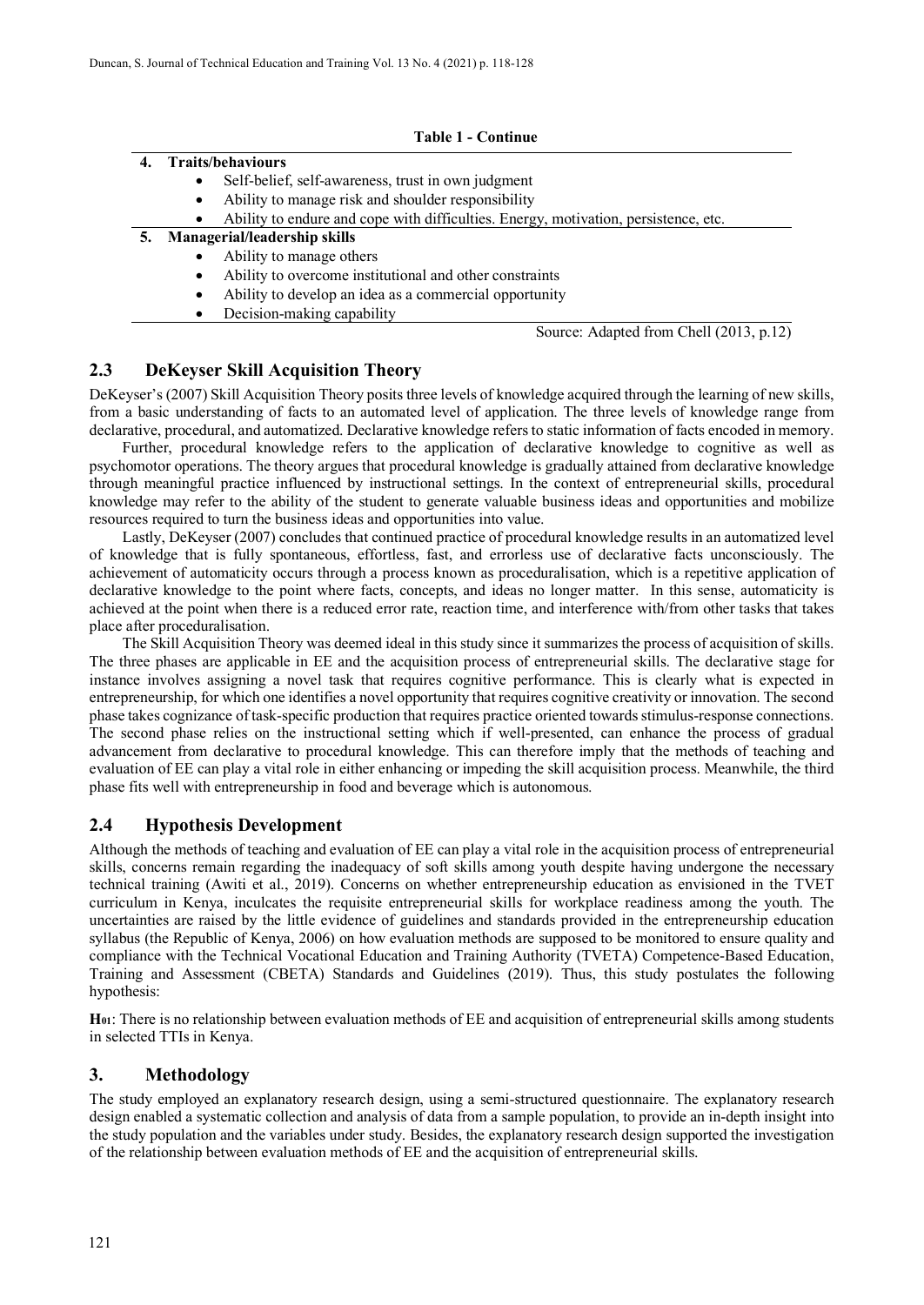**Table 1 - Continue**

**4. Traits/behaviours**

- Self-belief, self-awareness, trust in own judgment
- Ability to manage risk and shoulder responsibility
- Ability to endure and cope with difficulties. Energy, motivation, persistence, etc.

**5. Managerial/leadership skills**

- Ability to manage others
- Ability to overcome institutional and other constraints
- Ability to develop an idea as a commercial opportunity
- Decision-making capability

Source: Adapted from Chell (2013, p.12)

## 2.3 DeKeyser Skill Acquisition Theory

DeKeyser's (2007) Skill Acquisition Theory posits three levels of knowledge acquired through the learning of new skills, from a basic understanding of facts to an automated level of application. The three levels of knowledge range from declarative, procedural, and automatized. Declarative knowledge refers to static information of facts encoded in memory.

Further, procedural knowledge refers to the application of declarative knowledge to cognitive as well as psychomotor operations. The theory argues that procedural knowledge is gradually attained from declarative knowledge through meaningful practice influenced by instructional settings. In the context of entrepreneurial skills, procedural knowledge may refer to the ability of the student to generate valuable business ideas and opportunities and mobilize resources required to turn the business ideas and opportunities into value.

Lastly, DeKeyser (2007) concludes that continued practice of procedural knowledge results in an automatized level of knowledge that is fully spontaneous, effortless, fast, and errorless use of declarative facts unconsciously. The achievement of automaticity occurs through a process known as proceduralisation, which is a repetitive application of declarative knowledge to the point where facts, concepts, and ideas no longer matter. In this sense, automaticity is achieved at the point when there is a reduced error rate, reaction time, and interference with/from other tasks that takes place after proceduralisation.

The Skill Acquisition Theory was deemed ideal in this study since it summarizes the process of acquisition of skills. The three phases are applicable in EE and the acquisition process of entrepreneurial skills. The declarative stage for instance involves assigning a novel task that requires cognitive performance. This is clearly what is expected in entrepreneurship, for which one identifies a novel opportunity that requires cognitive creativity or innovation. The second phase takes cognizance of task-specific production that requires practice oriented towards stimulus-response connections. The second phase relies on the instructional setting which if well-presented, can enhance the process of gradual advancement from declarative to procedural knowledge. This can therefore imply that the methods of teaching and evaluation of EE can play a vital role in either enhancing or impeding the skill acquisition process. Meanwhile, the third phase fits well with entrepreneurship in food and beverage which is autonomous.

## 2.4 Hypothesis Development

Although the methods of teaching and evaluation of EE can play a vital role in the acquisition process of entrepreneurial skills, concerns remain regarding the inadequacy of soft skills among youth despite having undergone the necessary technical training (Awiti et al., 2019). Concerns on whether entrepreneurship education as envisioned in the TVET curriculum in Kenya, inculcates the requisite entrepreneurial skills for workplace readiness among the youth. The uncertainties are raised by the little evidence of guidelines and standards provided in the entrepreneurship education syllabus (the Republic of Kenya, 2006) on how evaluation methods are supposed to be monitored to ensure quality and compliance with the Technical Vocational Education and Training Authority (TVETA) Competence-Based Education, Training and Assessment (CBETA) Standards and Guidelines (2019). Thus, this study postulates the following hypothesis:

**$H_{01}$**: There is no relationship between evaluation methods of EE and acquisition of entrepreneurial skills among students in selected TTIs in Kenya.

## 3. Methodology

The study employed an explanatory research design, using a semi-structured questionnaire. The explanatory research design enabled a systematic collection and analysis of data from a sample population, to provide an in-depth insight into the study population and the variables under study. Besides, the explanatory research design supported the investigation of the relationship between evaluation methods of EE and the acquisition of entrepreneurial skills.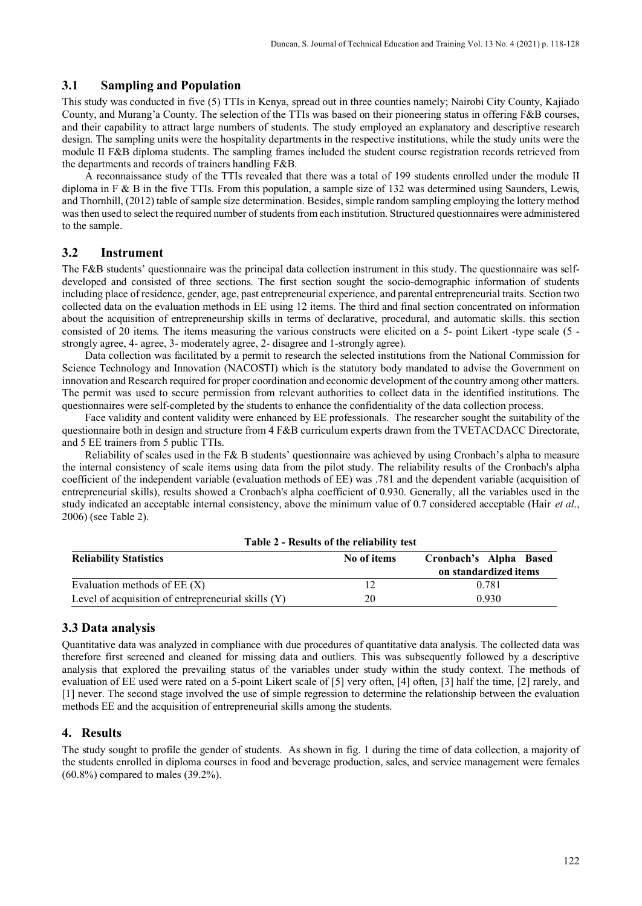## 3.1 Sampling and Population

This study was conducted in five (5) TTIs in Kenya, spread out in three counties namely; Nairobi City County, Kajiado County, and Murang'a County. The selection of the TTIs was based on their pioneering status in offering F&B courses, and their capability to attract large numbers of students. The study employed an explanatory and descriptive research design. The sampling units were the hospitality departments in the respective institutions, while the study units were the module II F&B diploma students. The sampling frames included the student course registration records retrieved from the departments and records of trainers handling F&B.

A reconnaissance study of the TTIs revealed that there was a total of 199 students enrolled under the module II diploma in F & B in the five TTIs. From this population, a sample size of 132 was determined using Saunders, Lewis, and Thornhill, (2012) table of sample size determination. Besides, simple random sampling employing the lottery method was then used to select the required number of students from each institution. Structured questionnaires were administered to the sample.

## 3.2 Instrument

The F&B students' questionnaire was the principal data collection instrument in this study. The questionnaire was self-developed and consisted of three sections. The first section sought the socio-demographic information of students including place of residence, gender, age, past entrepreneurial experience, and parental entrepreneurial traits. Section two collected data on the evaluation methods in EE using 12 items. The third and final section concentrated on information about the acquisition of entrepreneurship skills in terms of declarative, procedural, and automatic skills. this section consisted of 20 items. The items measuring the various constructs were elicited on a 5- point Likert -type scale (5 - strongly agree, 4- agree, 3- moderately agree, 2- disagree and 1-strongly agree).

Data collection was facilitated by a permit to research the selected institutions from the National Commission for Science Technology and Innovation (NACOSTI) which is the statutory body mandated to advise the Government on innovation and Research required for proper coordination and economic development of the country among other matters. The permit was used to secure permission from relevant authorities to collect data in the identified institutions. The questionnaires were self-completed by the students to enhance the confidentiality of the data collection process.

Face validity and content validity were enhanced by EE professionals. The researcher sought the suitability of the questionnaire both in design and structure from 4 F&B curriculum experts drawn from the TVETACDACC Directorate, and 5 EE trainers from 5 public TTIs.

Reliability of scales used in the F& B students' questionnaire was achieved by using Cronbach's alpha to measure the internal consistency of scale items using data from the pilot study. The reliability results of the Cronbach's alpha coefficient of the independent variable (evaluation methods of EE) was .781 and the dependent variable (acquisition of entrepreneurial skills), results showed a Cronbach's alpha coefficient of 0.930. Generally, all the variables used in the study indicated an acceptable internal consistency, above the minimum value of 0.7 considered acceptable (Hair *et al*., 2006) (see Table 2).

**Table 2 - Results of the reliability test**

| Reliability Statistics | No of items | Cronbach's Alpha Based on standardized items |
|---|---|---|
| Evaluation methods of EE (X) | 12 | 0.781 |
| Level of acquisition of entrepreneurial skills (Y) | 20 | 0.930 |

## 3.3 Data analysis

Quantitative data was analyzed in compliance with due procedures of quantitative data analysis. The collected data was therefore first screened and cleaned for missing data and outliers. This was subsequently followed by a descriptive analysis that explored the prevailing status of the variables under study within the study context. The methods of evaluation of EE used were rated on a 5-point Likert scale of [5] very often, [4] often, [3] half the time, [2] rarely, and [1] never. The second stage involved the use of simple regression to determine the relationship between the evaluation methods EE and the acquisition of entrepreneurial skills among the students.

# 4. Results

The study sought to profile the gender of students. As shown in fig. 1 during the time of data collection, a majority of the students enrolled in diploma courses in food and beverage production, sales, and service management were females (60.8%) compared to males (39.2%).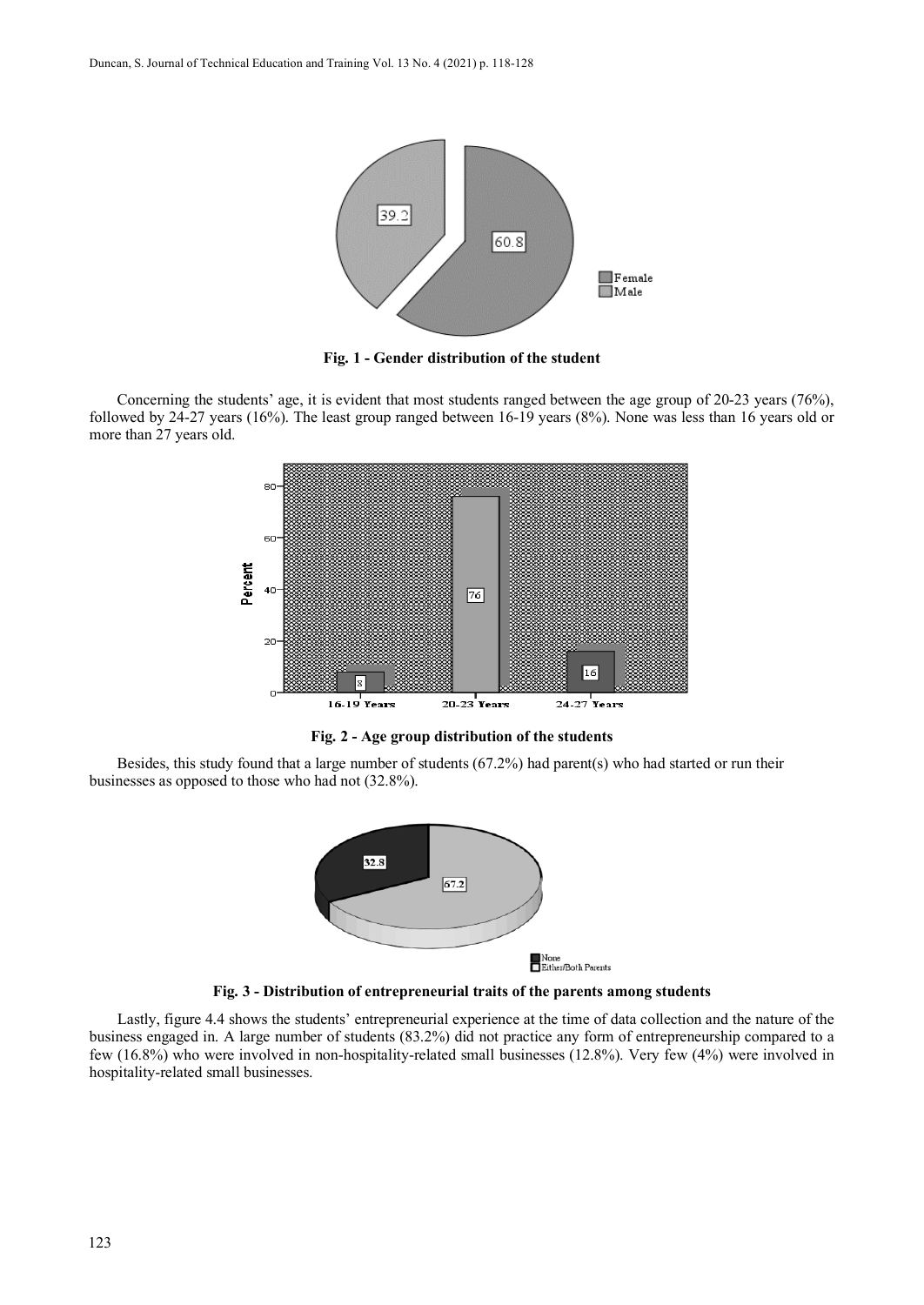**Fig. 1 - Gender distribution of the student**

Concerning the students' age, it is evident that most students ranged between the age group of 20-23 years (76%), followed by 24-27 years (16%). The least group ranged between 16-19 years (8%). None was less than 16 years old or more than 27 years old.

**Fig. 2 - Age group distribution of the students**

Besides, this study found that a large number of students (67.2%) had parent(s) who had started or run their businesses as opposed to those who had not (32.8%).

**Fig. 3 - Distribution of entrepreneurial traits of the parents among students**

Lastly, figure 4.4 shows the students' entrepreneurial experience at the time of data collection and the nature of the business engaged in. A large number of students (83.2%) did not practice any form of entrepreneurship compared to a few (16.8%) who were involved in non-hospitality-related small businesses (12.8%). Very few (4%) were involved in hospitality-related small businesses.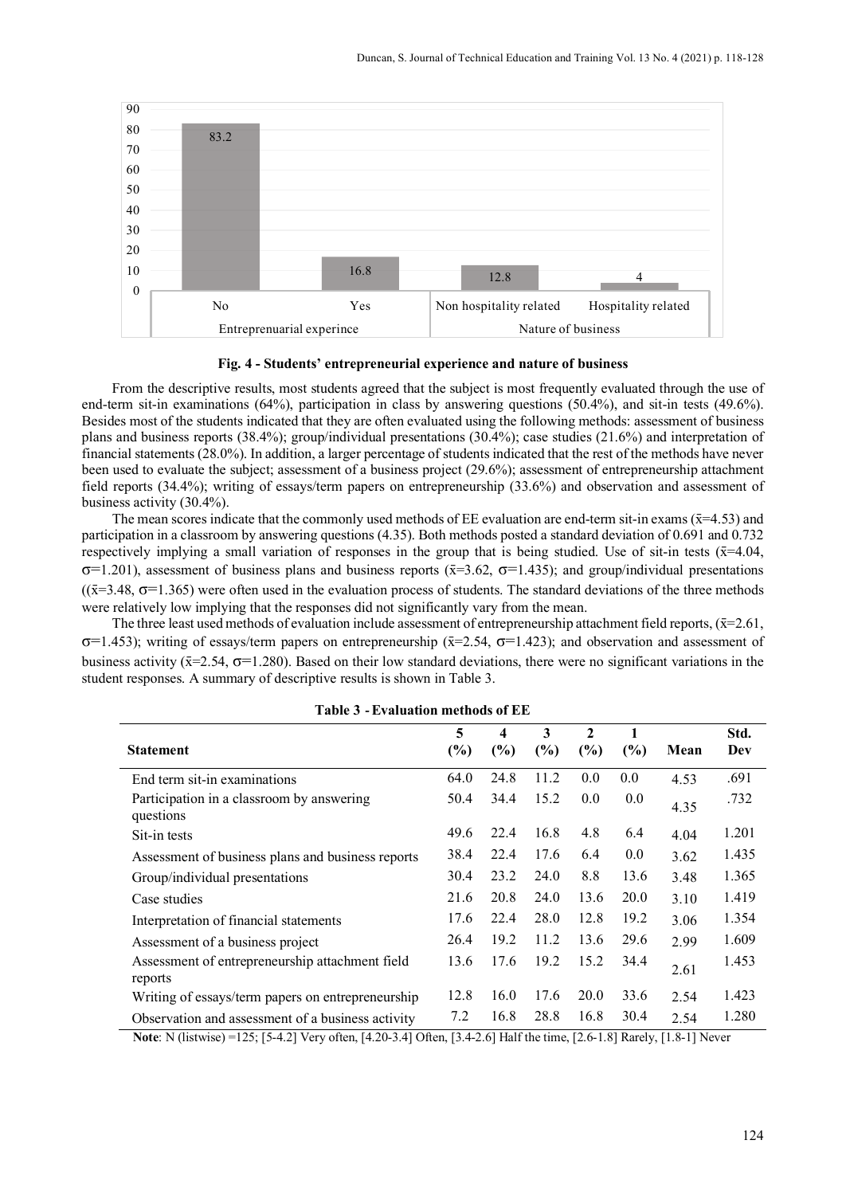Fig. 4 - Students' entrepreneurial experience and nature of business

From the descriptive results, most students agreed that the subject is most frequently evaluated through the use of end-term sit-in examinations (64%), participation in class by answering questions (50.4%), and sit-in tests (49.6%). Besides most of the students indicated that they are often evaluated using the following methods: assessment of business plans and business reports (38.4%); group/individual presentations (30.4%); case studies (21.6%) and interpretation of financial statements (28.0%). In addition, a larger percentage of students indicated that the rest of the methods have never been used to evaluate the subject; assessment of a business project (29.6%); assessment of entrepreneurship attachment field reports (34.4%); writing of essays/term papers on entrepreneurship (33.6%) and observation and assessment of business activity (30.4%).

The mean scores indicate that the commonly used methods of EE evaluation are end-term sit-in exams ($\bar{x}$=4.53) and participation in a classroom by answering questions (4.35). Both methods posted a standard deviation of 0.691 and 0.732 respectively implying a small variation of responses in the group that is being studied. Use of sit-in tests ($\bar{x}$=4.04, $\sigma$=1.201), assessment of business plans and business reports ($\bar{x}$=3.62, $\sigma$=1.435); and group/individual presentations (($\bar{x}$=3.48, $\sigma$=1.365) were often used in the evaluation process of students. The standard deviations of the three methods were relatively low implying that the responses did not significantly vary from the mean.

The three least used methods of evaluation include assessment of entrepreneurship attachment field reports, ($\bar{x}$=2.61, $\sigma$=1.453); writing of essays/term papers on entrepreneurship ($\bar{x}$=2.54, $\sigma$=1.423); and observation and assessment of business activity ($\bar{x}$=2.54, $\sigma$=1.280). Based on their low standard deviations, there were no significant variations in the student responses. A summary of descriptive results is shown in Table 3.

**Table 3 - Evaluation methods of EE**

| Statement | 5 (%) | 4 (%) | 3 (%) | 2 (%) | 1 (%) | Mean | Std. Dev |
|---|---|---|---|---|---|---|---|
| End term sit-in examinations | 64.0 | 24.8 | 11.2 | 0.0 | 0.0 | 4.53 | .691 |
| Participation in a classroom by answering questions | 50.4 | 34.4 | 15.2 | 0.0 | 0.0 | 4.35 | .732 |
| Sit-in tests | 49.6 | 22.4 | 16.8 | 4.8 | 6.4 | 4.04 | 1.201 |
| Assessment of business plans and business reports | 38.4 | 22.4 | 17.6 | 6.4 | 0.0 | 3.62 | 1.435 |
| Group/individual presentations | 30.4 | 23.2 | 24.0 | 8.8 | 13.6 | 3.48 | 1.365 |
| Case studies | 21.6 | 20.8 | 24.0 | 13.6 | 20.0 | 3.10 | 1.419 |
| Interpretation of financial statements | 17.6 | 22.4 | 28.0 | 12.8 | 19.2 | 3.06 | 1.354 |
| Assessment of a business project | 26.4 | 19.2 | 11.2 | 13.6 | 29.6 | 2.99 | 1.609 |
| Assessment of entrepreneurship attachment field reports | 13.6 | 17.6 | 19.2 | 15.2 | 34.4 | 2.61 | 1.453 |
| Writing of essays/term papers on entrepreneurship | 12.8 | 16.0 | 17.6 | 20.0 | 33.6 | 2.54 | 1.423 |
| Observation and assessment of a business activity | 7.2 | 16.8 | 28.8 | 16.8 | 30.4 | 2.54 | 1.280 |

**Note**: N (listwise) =125; [5-4.2] Very often, [4.20-3.4] Often, [3.4-2.6] Half the time, [2.6-1.8] Rarely, [1.8-1] Never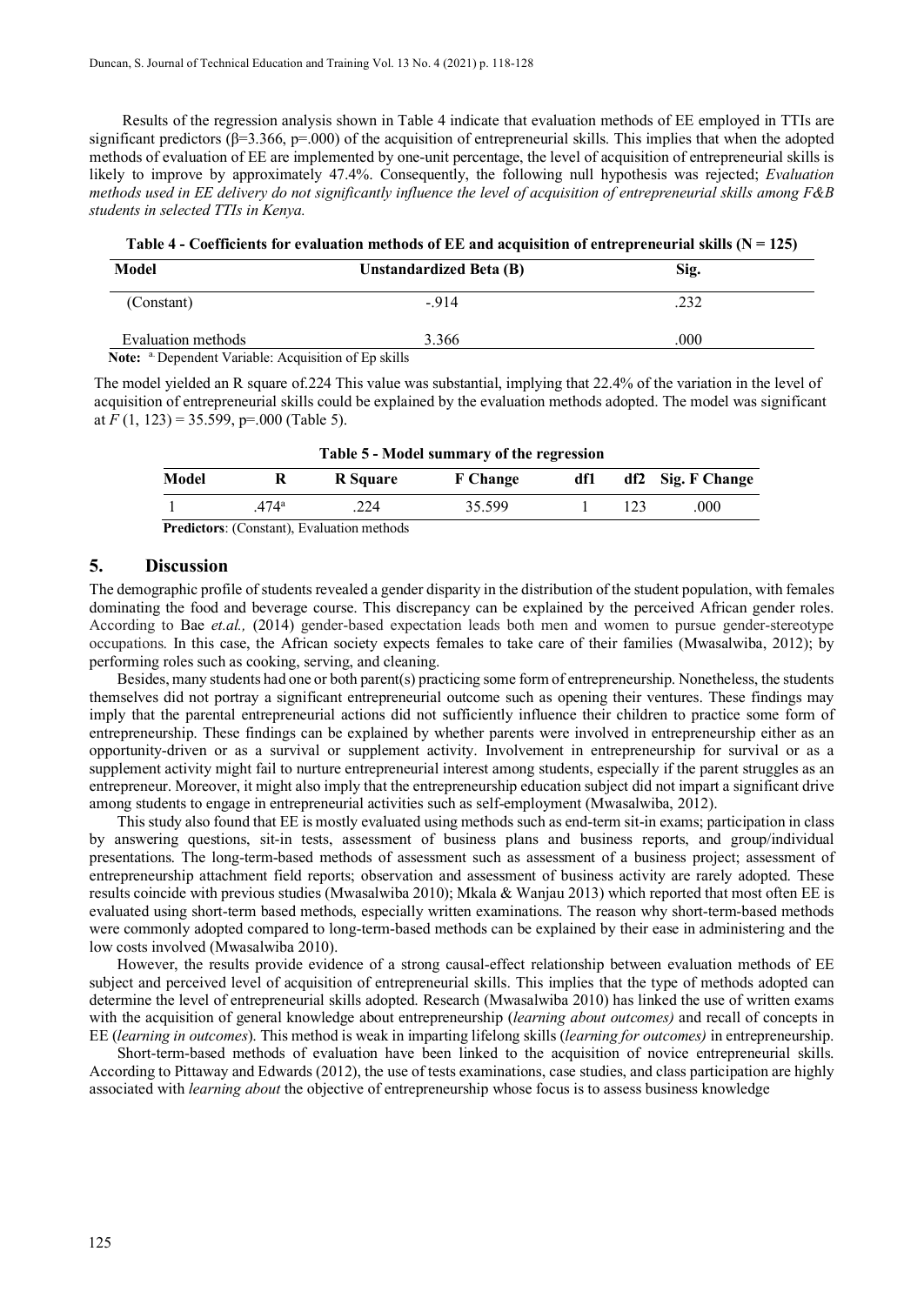Results of the regression analysis shown in Table 4 indicate that evaluation methods of EE employed in TTIs are significant predictors (β=3.366, p=.000) of the acquisition of entrepreneurial skills. This implies that when the adopted methods of evaluation of EE are implemented by one-unit percentage, the level of acquisition of entrepreneurial skills is likely to improve by approximately 47.4%. Consequently, the following null hypothesis was rejected; *Evaluation methods used in EE delivery do not significantly influence the level of acquisition of entrepreneurial skills among F&B students in selected TTIs in Kenya.*

**Table 4 - Coefficients for evaluation methods of EE and acquisition of entrepreneurial skills (N = 125)**

| Model | Unstandardized Beta (B) | Sig. |
|---|---|---|
| (Constant) | -.914 | .232 |
| Evaluation methods | 3.366 | .000 |

**Note:** [a] Dependent Variable: Acquisition of Ep skills

The model yielded an R square of.224 This value was substantial, implying that 22.4% of the variation in the level of acquisition of entrepreneurial skills could be explained by the evaluation methods adopted. The model was significant at $F$ (1, 123) = 35.599, p=.000 (Table 5).

**Table 5 - Model summary of the regression**

| Model | R | R Square | F Change | df1 | df2 | Sig. F Change |
|---|---|---|---|---|---|---|
| 1 | .474[a] | .224 | 35.599 | 1 | 123 | .000 |

**Predictors**: (Constant), Evaluation methods

## 5. Discussion

The demographic profile of students revealed a gender disparity in the distribution of the student population, with females dominating the food and beverage course. This discrepancy can be explained by the perceived African gender roles. According to Bae *et.al.,* (2014) gender-based expectation leads both men and women to pursue gender-stereotype occupations. In this case, the African society expects females to take care of their families (Mwasalwiba, 2012); by performing roles such as cooking, serving, and cleaning.

Besides, many students had one or both parent(s) practicing some form of entrepreneurship. Nonetheless, the students themselves did not portray a significant entrepreneurial outcome such as opening their ventures. These findings may imply that the parental entrepreneurial actions did not sufficiently influence their children to practice some form of entrepreneurship. These findings can be explained by whether parents were involved in entrepreneurship either as an opportunity-driven or as a survival or supplement activity. Involvement in entrepreneurship for survival or as a supplement activity might fail to nurture entrepreneurial interest among students, especially if the parent struggles as an entrepreneur. Moreover, it might also imply that the entrepreneurship education subject did not impart a significant drive among students to engage in entrepreneurial activities such as self-employment (Mwasalwiba, 2012).

This study also found that EE is mostly evaluated using methods such as end-term sit-in exams; participation in class by answering questions, sit-in tests, assessment of business plans and business reports, and group/individual presentations. The long-term-based methods of assessment such as assessment of a business project; assessment of entrepreneurship attachment field reports; observation and assessment of business activity are rarely adopted. These results coincide with previous studies (Mwasalwiba 2010); Mkala & Wanjau 2013) which reported that most often EE is evaluated using short-term based methods, especially written examinations. The reason why short-term-based methods were commonly adopted compared to long-term-based methods can be explained by their ease in administering and the low costs involved (Mwasalwiba 2010).

However, the results provide evidence of a strong causal-effect relationship between evaluation methods of EE subject and perceived level of acquisition of entrepreneurial skills. This implies that the type of methods adopted can determine the level of entrepreneurial skills adopted. Research (Mwasalwiba 2010) has linked the use of written exams with the acquisition of general knowledge about entrepreneurship (*learning about outcomes)* and recall of concepts in EE (*learning in outcomes*). This method is weak in imparting lifelong skills (*learning for outcomes)* in entrepreneurship.

Short-term-based methods of evaluation have been linked to the acquisition of novice entrepreneurial skills. According to Pittaway and Edwards (2012), the use of tests examinations, case studies, and class participation are highly associated with *learning about* the objective of entrepreneurship whose focus is to assess business knowledge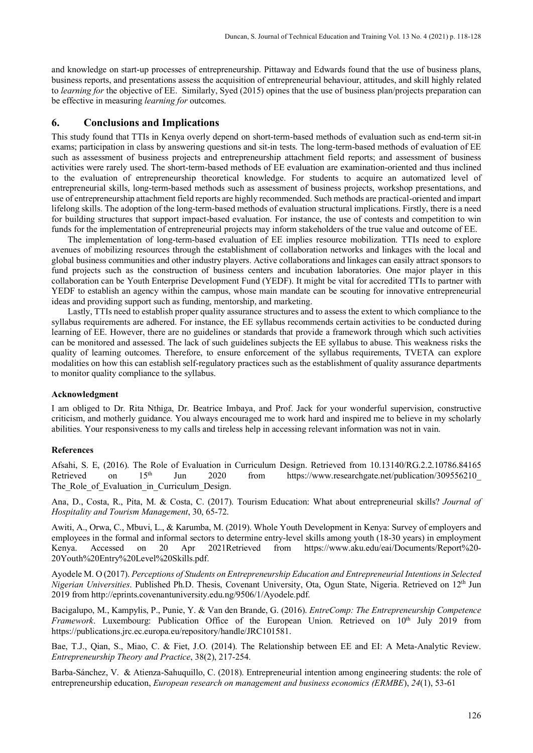and knowledge on start-up processes of entrepreneurship. Pittaway and Edwards found that the use of business plans, business reports, and presentations assess the acquisition of entrepreneurial behaviour, attitudes, and skill highly related to *learning for* the objective of EE. Similarly, Syed (2015) opines that the use of business plan/projects preparation can be effective in measuring *learning for* outcomes.

## 6. Conclusions and Implications

This study found that TTIs in Kenya overly depend on short-term-based methods of evaluation such as end-term sit-in exams; participation in class by answering questions and sit-in tests. The long-term-based methods of evaluation of EE such as assessment of business projects and entrepreneurship attachment field reports; and assessment of business activities were rarely used. The short-term-based methods of EE evaluation are examination-oriented and thus inclined to the evaluation of entrepreneurship theoretical knowledge. For students to acquire an automatized level of entrepreneurial skills, long-term-based methods such as assessment of business projects, workshop presentations, and use of entrepreneurship attachment field reports are highly recommended. Such methods are practical-oriented and impart lifelong skills. The adoption of the long-term-based methods of evaluation structural implications. Firstly, there is a need for building structures that support impact-based evaluation. For instance, the use of contests and competition to win funds for the implementation of entrepreneurial projects may inform stakeholders of the true value and outcome of EE.

The implementation of long-term-based evaluation of EE implies resource mobilization. TTIs need to explore avenues of mobilizing resources through the establishment of collaboration networks and linkages with the local and global business communities and other industry players. Active collaborations and linkages can easily attract sponsors to fund projects such as the construction of business centers and incubation laboratories. One major player in this collaboration can be Youth Enterprise Development Fund (YEDF). It might be vital for accredited TTIs to partner with YEDF to establish an agency within the campus, whose main mandate can be scouting for innovative entrepreneurial ideas and providing support such as funding, mentorship, and marketing.

Lastly, TTIs need to establish proper quality assurance structures and to assess the extent to which compliance to the syllabus requirements are adhered. For instance, the EE syllabus recommends certain activities to be conducted during learning of EE. However, there are no guidelines or standards that provide a framework through which such activities can be monitored and assessed. The lack of such guidelines subjects the EE syllabus to abuse. This weakness risks the quality of learning outcomes. Therefore, to ensure enforcement of the syllabus requirements, TVETA can explore modalities on how this can establish self-regulatory practices such as the establishment of quality assurance departments to monitor quality compliance to the syllabus.

**Acknowledgment**

I am obliged to Dr. Rita Nthiga, Dr. Beatrice Imbaya, and Prof. Jack for your wonderful supervision, constructive criticism, and motherly guidance. You always encouraged me to work hard and inspired me to believe in my scholarly abilities. Your responsiveness to my calls and tireless help in accessing relevant information was not in vain.

**References**

Afsahi, S. E, (2016). The Role of Evaluation in Curriculum Design. Retrieved from 10.13140/RG.2.2.10786.84165 Retrieved on 15th Jun 2020 from https://www.researchgate.net/publication/309556210_The_Role_of_Evaluation_in_Curriculum_Design.

Ana, D., Costa, R., Pita, M. & Costa, C. (2017). Tourism Education: What about entrepreneurial skills? *Journal of Hospitality and Tourism Management*, 30, 65-72.

Awiti, A., Orwa, C., Mbuvi, L., & Karumba, M. (2019). Whole Youth Development in Kenya: Survey of employers and employees in the formal and informal sectors to determine entry-level skills among youth (18-30 years) in employment Kenya. Accessed on 20 Apr 2021Retrieved from https://www.aku.edu/eai/Documents/Report%20-20Youth%20Entry%20Level%20Skills.pdf.

Ayodele M. O (2017). *Perceptions of Students on Entrepreneurship Education and Entrepreneurial Intentions in Selected Nigerian Universities*. Published Ph.D. Thesis, Covenant University, Ota, Ogun State, Nigeria. Retrieved on 12th Jun 2019 from http://eprints.covenantuniversity.edu.ng/9506/1/Ayodele.pdf.

Bacigalupo, M., Kampylis, P., Punie, Y. & Van den Brande, G. (2016). *EntreComp: The Entrepreneurship Competence Framework*. Luxembourg: Publication Office of the European Union. Retrieved on 10th July 2019 from https://publications.jrc.ec.europa.eu/repository/handle/JRC101581.

Bae, T.J., Qian, S., Miao, C. & Fiet, J.O. (2014). The Relationship between EE and EI: A Meta-Analytic Review. *Entrepreneurship Theory and Practice*, 38(2), 217-254.

Barba-Sánchez, V. & Atienza-Sahuquillo, C. (2018). Entrepreneurial intention among engineering students: the role of entrepreneurship education, *European research on management and business economics (ERMBE)*, *24*(1), 53-61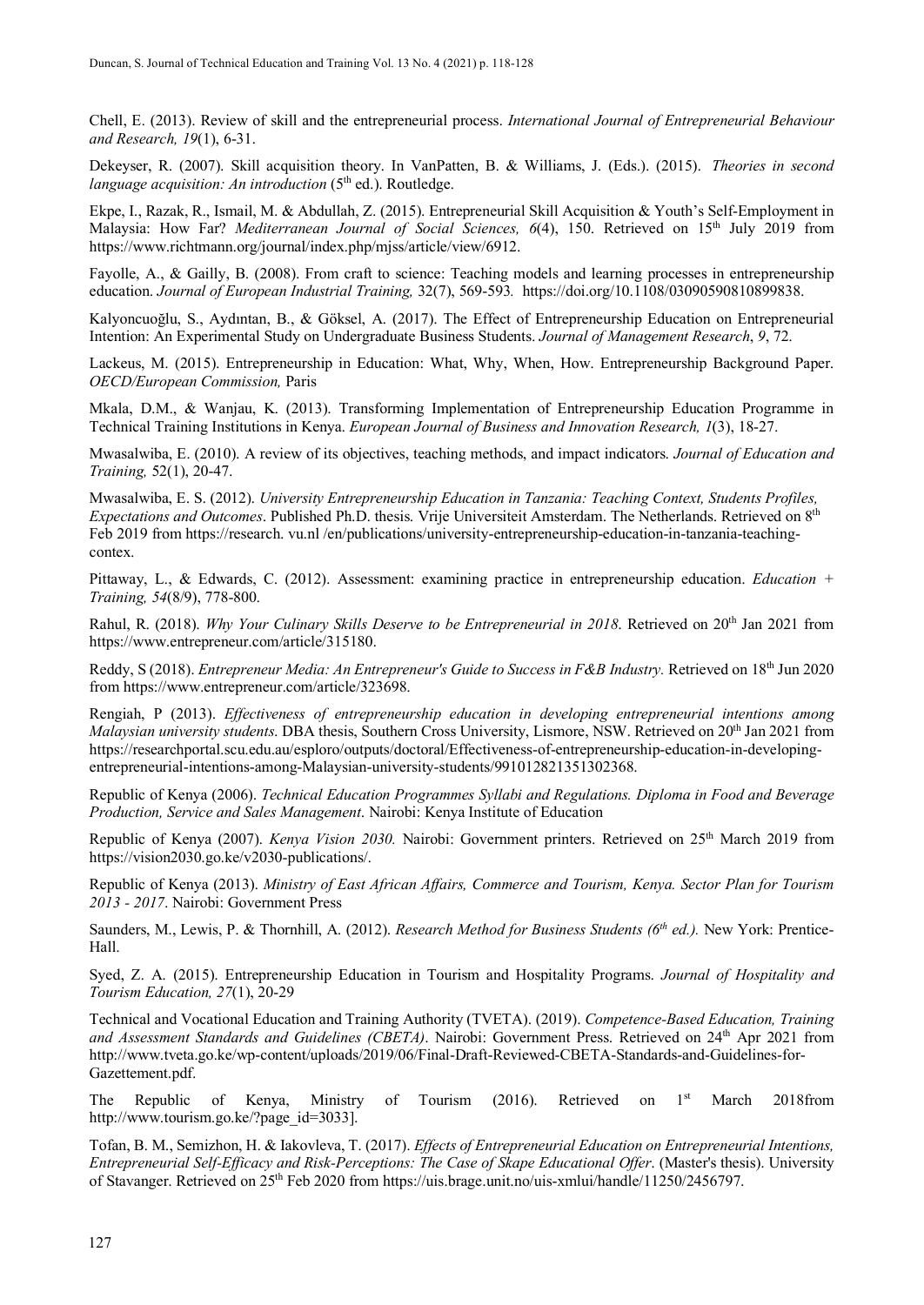Chell, E. (2013). Review of skill and the entrepreneurial process. *International Journal of Entrepreneurial Behaviour and Research, 19*(1), 6-31.

Dekeyser, R. (2007). Skill acquisition theory. In VanPatten, B. & Williams, J. (Eds.). (2015). *Theories in second language acquisition: An introduction* (5th ed.). Routledge.

Ekpe, I., Razak, R., Ismail, M. & Abdullah, Z. (2015). Entrepreneurial Skill Acquisition & Youth's Self-Employment in Malaysia: How Far? *Mediterranean Journal of Social Sciences, 6*(4), 150. Retrieved on 15th July 2019 from https://www.richtmann.org/journal/index.php/mjss/article/view/6912.

Fayolle, A., & Gailly, B. (2008). From craft to science: Teaching models and learning processes in entrepreneurship education. *Journal of European Industrial Training,* 32(7), 569-593*.* https://doi.org/10.1108/03090590810899838.

Kalyoncuoğlu, S., Aydıntan, B., & Göksel, A. (2017). The Effect of Entrepreneurship Education on Entrepreneurial Intention: An Experimental Study on Undergraduate Business Students. *Journal of Management Research*, *9*, 72.

Lackeus, M. (2015). Entrepreneurship in Education: What, Why, When, How. Entrepreneurship Background Paper. *OECD/European Commission,* Paris

Mkala, D.M., & Wanjau, K. (2013). Transforming Implementation of Entrepreneurship Education Programme in Technical Training Institutions in Kenya. *European Journal of Business and Innovation Research, 1*(3), 18-27.

Mwasalwiba, E. (2010). A review of its objectives, teaching methods, and impact indicators. *Journal of Education and Training,* 52(1), 20-47.

Mwasalwiba, E. S. (2012). *University Entrepreneurship Education in Tanzania: Teaching Context, Students Profiles, Expectations and Outcomes*. Published Ph.D. thesis. Vrije Universiteit Amsterdam. The Netherlands. Retrieved on 8th Feb 2019 from https://research. vu.nl /en/publications/university-entrepreneurship-education-in-tanzania-teaching-contex.

Pittaway, L., & Edwards, C. (2012). Assessment: examining practice in entrepreneurship education. *Education + Training, 54*(8/9), 778-800.

Rahul, R. (2018). *Why Your Culinary Skills Deserve to be Entrepreneurial in 2018*. Retrieved on 20th Jan 2021 from https://www.entrepreneur.com/article/315180.

Reddy, S (2018). *Entrepreneur Media: An Entrepreneur's Guide to Success in F&B Industry.* Retrieved on 18th Jun 2020 from https://www.entrepreneur.com/article/323698.

Rengiah, P (2013). *Effectiveness of entrepreneurship education in developing entrepreneurial intentions among Malaysian university students*. DBA thesis, Southern Cross University, Lismore, NSW. Retrieved on 20th Jan 2021 from https://researchportal.scu.edu.au/esploro/outputs/doctoral/Effectiveness-of-entrepreneurship-education-in-developing-entrepreneurial-intentions-among-Malaysian-university-students/991012821351302368.

Republic of Kenya (2006). *Technical Education Programmes Syllabi and Regulations. Diploma in Food and Beverage Production, Service and Sales Management*. Nairobi: Kenya Institute of Education

Republic of Kenya (2007). *Kenya Vision 2030.* Nairobi: Government printers. Retrieved on 25th March 2019 from https://vision2030.go.ke/v2030-publications/.

Republic of Kenya (2013). *Ministry of East African Affairs, Commerce and Tourism, Kenya. Sector Plan for Tourism 2013 - 2017*. Nairobi: Government Press

Saunders, M., Lewis, P. & Thornhill, A. (2012). *Research Method for Business Students (6th ed.).* New York: Prentice-Hall.

Syed, Z. A. (2015). Entrepreneurship Education in Tourism and Hospitality Programs. *Journal of Hospitality and Tourism Education, 27*(1), 20-29

Technical and Vocational Education and Training Authority (TVETA). (2019). *Competence-Based Education, Training and Assessment Standards and Guidelines (CBETA)*. Nairobi: Government Press. Retrieved on 24th Apr 2021 from http://www.tveta.go.ke/wp-content/uploads/2019/06/Final-Draft-Reviewed-CBETA-Standards-and-Guidelines-for-Gazettement.pdf.

The Republic of Kenya, Ministry of Tourism (2016). Retrieved on 1st March 2018from http://www.tourism.go.ke/?page_id=3033].

Tofan, B. M., Semizhon, H. & Iakovleva, T. (2017). *Effects of Entrepreneurial Education on Entrepreneurial Intentions, Entrepreneurial Self-Efficacy and Risk-Perceptions: The Case of Skape Educational Offer*. (Master's thesis). University of Stavanger. Retrieved on 25th Feb 2020 from https://uis.brage.unit.no/uis-xmlui/handle/11250/2456797.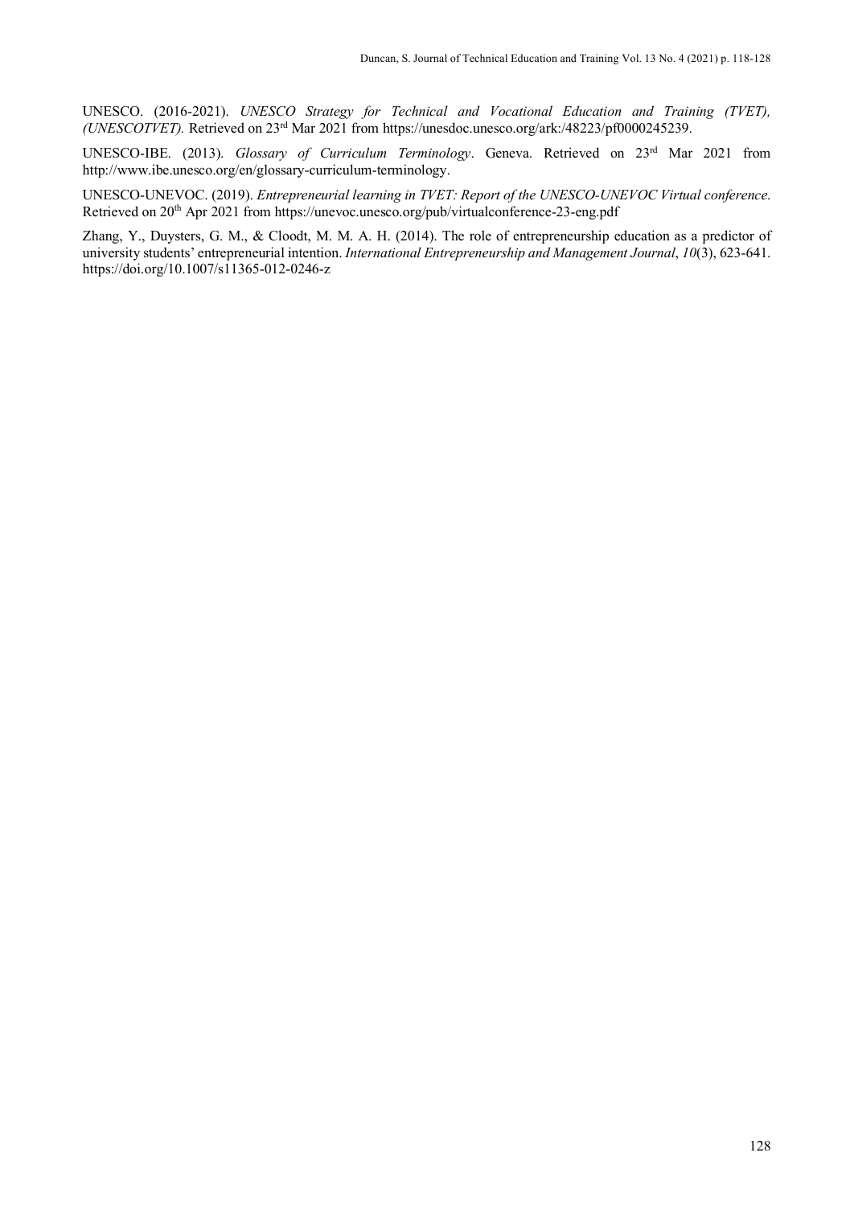UNESCO. (2016-2021). *UNESCO Strategy for Technical and Vocational Education and Training (TVET), (UNESCOTVET).* Retrieved on 23rd Mar 2021 from https://unesdoc.unesco.org/ark:/48223/pf0000245239.

UNESCO-IBE. (2013). *Glossary of Curriculum Terminology*. Geneva. Retrieved on 23rd Mar 2021 from http://www.ibe.unesco.org/en/glossary-curriculum-terminology.

UNESCO-UNEVOC. (2019). *Entrepreneurial learning in TVET: Report of the UNESCO-UNEVOC Virtual conference*. Retrieved on 20th Apr 2021 from https://unevoc.unesco.org/pub/virtualconference-23-eng.pdf

Zhang, Y., Duysters, G. M., & Cloodt, M. M. A. H. (2014). The role of entrepreneurship education as a predictor of university students' entrepreneurial intention. *International Entrepreneurship and Management Journal*, *10*(3), 623-641. https://doi.org/10.1007/s11365-012-0246-z